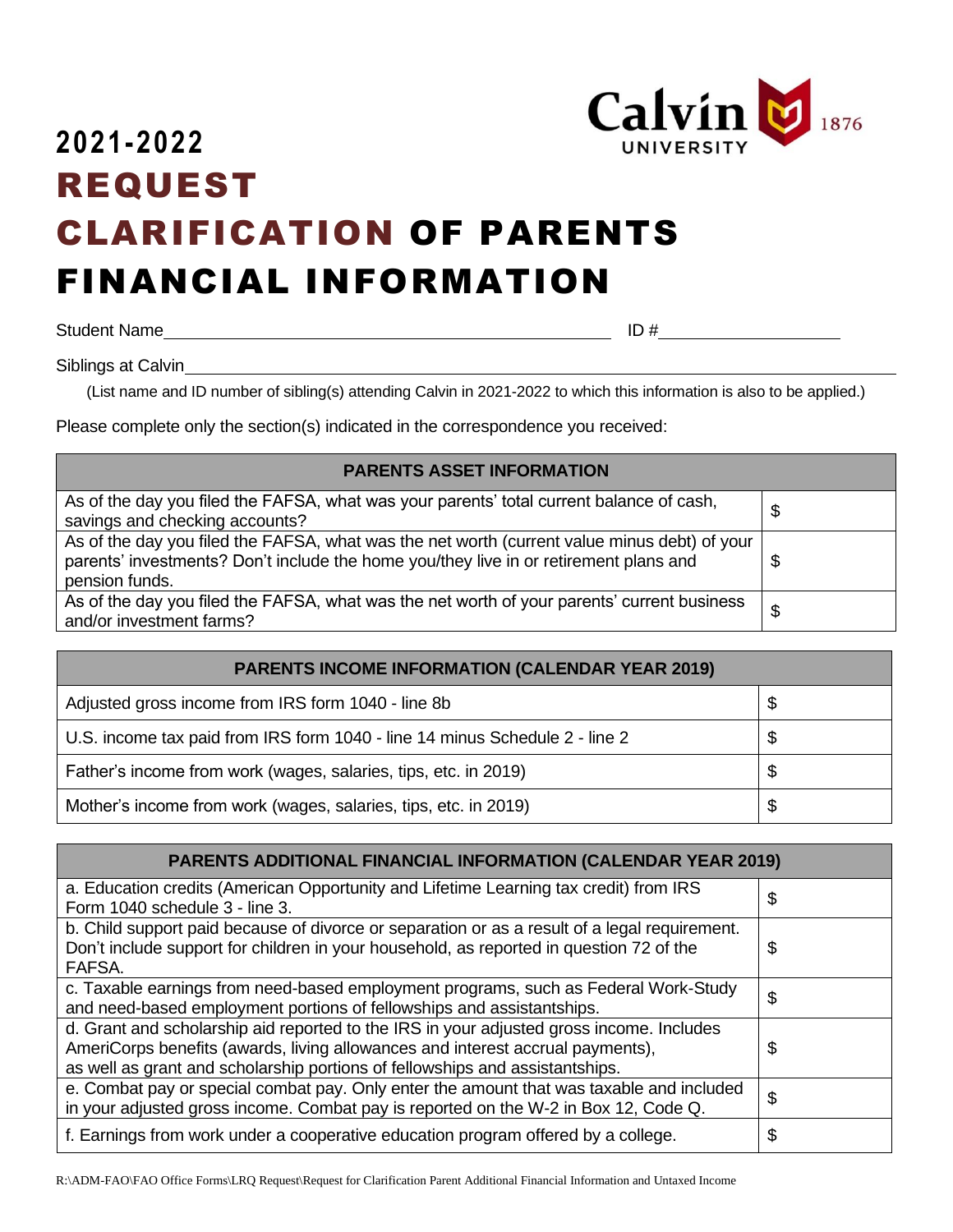Calvin UNIVERSITY 1876

# 2021-2022 REQUEST CLARIFICATION OF PARENTS FINANCIAL INFORMATION

Student Name\_\_\_\_\_\_\_\_\_\_\_\_\_\_\_\_\_\_\_\_\_\_\_\_\_\_\_\_\_\_\_\_\_\_\_\_\_\_\_\_ ID #\_\_\_\_\_\_\_\_\_\_\_\_\_\_\_\_\_\_

Siblings at Calvin\_\_\_\_\_\_\_\_\_\_\_\_\_\_\_\_\_\_\_\_\_\_\_\_\_\_\_\_\_\_\_\_\_\_\_\_\_\_\_\_\_\_\_\_\_\_\_\_\_\_\_\_\_\_\_\_\_\_

(List name and ID number of sibling(s) attending Calvin in 2021-2022 to which this information is also to be applied.)

Please complete only the section(s) indicated in the correspondence you received:

| PARENTS ASSET INFORMATION | |
|---|---|
| As of the day you filed the FAFSA, what was your parents' total current balance of cash, savings and checking accounts? | $ |
| As of the day you filed the FAFSA, what was the net worth (current value minus debt) of your parents' investments? Don't include the home you/they live in or retirement plans and pension funds. | $ |
| As of the day you filed the FAFSA, what was the net worth of your parents' current business and/or investment farms? | $ |

| PARENTS INCOME INFORMATION (CALENDAR YEAR 2019) | |
|---|---|
| Adjusted gross income from IRS form 1040 - line 8b | $ |
| U.S. income tax paid from IRS form 1040 - line 14 minus Schedule 2 - line 2 | $ |
| Father's income from work (wages, salaries, tips, etc. in 2019) | $ |
| Mother's income from work (wages, salaries, tips, etc. in 2019) | $ |

| PARENTS ADDITIONAL FINANCIAL INFORMATION (CALENDAR YEAR 2019) | |
|---|---|
| a. Education credits (American Opportunity and Lifetime Learning tax credit) from IRS Form 1040 schedule 3 - line 3. | $ |
| b. Child support paid because of divorce or separation or as a result of a legal requirement. Don't include support for children in your household, as reported in question 72 of the FAFSA. | $ |
| c. Taxable earnings from need-based employment programs, such as Federal Work-Study and need-based employment portions of fellowships and assistantships. | $ |
| d. Grant and scholarship aid reported to the IRS in your adjusted gross income. Includes AmeriCorps benefits (awards, living allowances and interest accrual payments), as well as grant and scholarship portions of fellowships and assistantships. | $ |
| e. Combat pay or special combat pay. Only enter the amount that was taxable and included in your adjusted gross income. Combat pay is reported on the W-2 in Box 12, Code Q. | $ |
| f. Earnings from work under a cooperative education program offered by a college. | $ |

R:\ADM-FAO\FAO Office Forms\LRQ Request\Request for Clarification Parent Additional Financial Information and Untaxed Income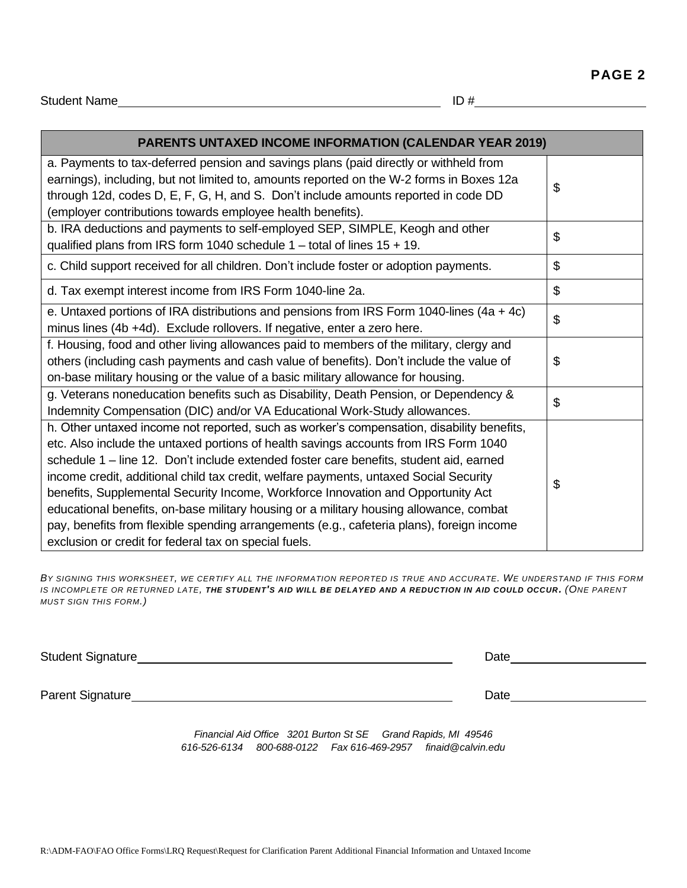**PAGE 2**

Student Name\_\_\_\_\_\_\_\_\_\_\_\_\_\_\_\_\_\_\_\_\_\_\_\_\_\_\_\_\_\_\_\_\_\_\_\_\_\_\_\_ ID #\_\_\_\_\_\_\_\_\_\_\_\_\_\_\_\_\_\_\_\_

| PARENTS UNTAXED INCOME INFORMATION (CALENDAR YEAR 2019) | |
|---|---|
| a. Payments to tax-deferred pension and savings plans (paid directly or withheld from earnings), including, but not limited to, amounts reported on the W-2 forms in Boxes 12a through 12d, codes D, E, F, G, H, and S. Don't include amounts reported in code DD (employer contributions towards employee health benefits). | $ |
| b. IRA deductions and payments to self-employed SEP, SIMPLE, Keogh and other qualified plans from IRS form 1040 schedule 1 – total of lines 15 + 19. | $ |
| c. Child support received for all children. Don't include foster or adoption payments. | $ |
| d. Tax exempt interest income from IRS Form 1040-line 2a. | $ |
| e. Untaxed portions of IRA distributions and pensions from IRS Form 1040-lines (4a + 4c) minus lines (4b +4d). Exclude rollovers. If negative, enter a zero here. | $ |
| f. Housing, food and other living allowances paid to members of the military, clergy and others (including cash payments and cash value of benefits). Don't include the value of on-base military housing or the value of a basic military allowance for housing. | $ |
| g. Veterans noneducation benefits such as Disability, Death Pension, or Dependency & Indemnity Compensation (DIC) and/or VA Educational Work-Study allowances. | $ |
| h. Other untaxed income not reported, such as worker's compensation, disability benefits, etc. Also include the untaxed portions of health savings accounts from IRS Form 1040 schedule 1 – line 12. Don't include extended foster care benefits, student aid, earned income credit, additional child tax credit, welfare payments, untaxed Social Security benefits, Supplemental Security Income, Workforce Innovation and Opportunity Act educational benefits, on-base military housing or a military housing allowance, combat pay, benefits from flexible spending arrangements (e.g., cafeteria plans), foreign income exclusion or credit for federal tax on special fuels. | $ |

*BY SIGNING THIS WORKSHEET, WE CERTIFY ALL THE INFORMATION REPORTED IS TRUE AND ACCURATE. WE UNDERSTAND IF THIS FORM IS INCOMPLETE OR RETURNED LATE, **THE STUDENT'S AID WILL BE DELAYED AND A REDUCTION IN AID COULD OCCUR.** (ONE PARENT MUST SIGN THIS FORM.)*

Student Signature\_\_\_\_\_\_\_\_\_\_\_\_\_\_\_\_\_\_\_\_\_\_\_\_\_\_\_\_\_\_\_\_\_\_\_\_\_\_\_\_ Date\_\_\_\_\_\_\_\_\_\_\_\_\_\_\_\_\_\_

Parent Signature\_\_\_\_\_\_\_\_\_\_\_\_\_\_\_\_\_\_\_\_\_\_\_\_\_\_\_\_\_\_\_\_\_\_\_\_\_\_\_\_ Date\_\_\_\_\_\_\_\_\_\_\_\_\_\_\_\_\_\_

*Financial Aid Office 3201 Burton St SE Grand Rapids, MI 49546*
*616-526-6134 800-688-0122 Fax 616-469-2957 finaid@calvin.edu*

R:\ADM-FAO\FAO Office Forms\LRQ Request\Request for Clarification Parent Additional Financial Information and Untaxed Income